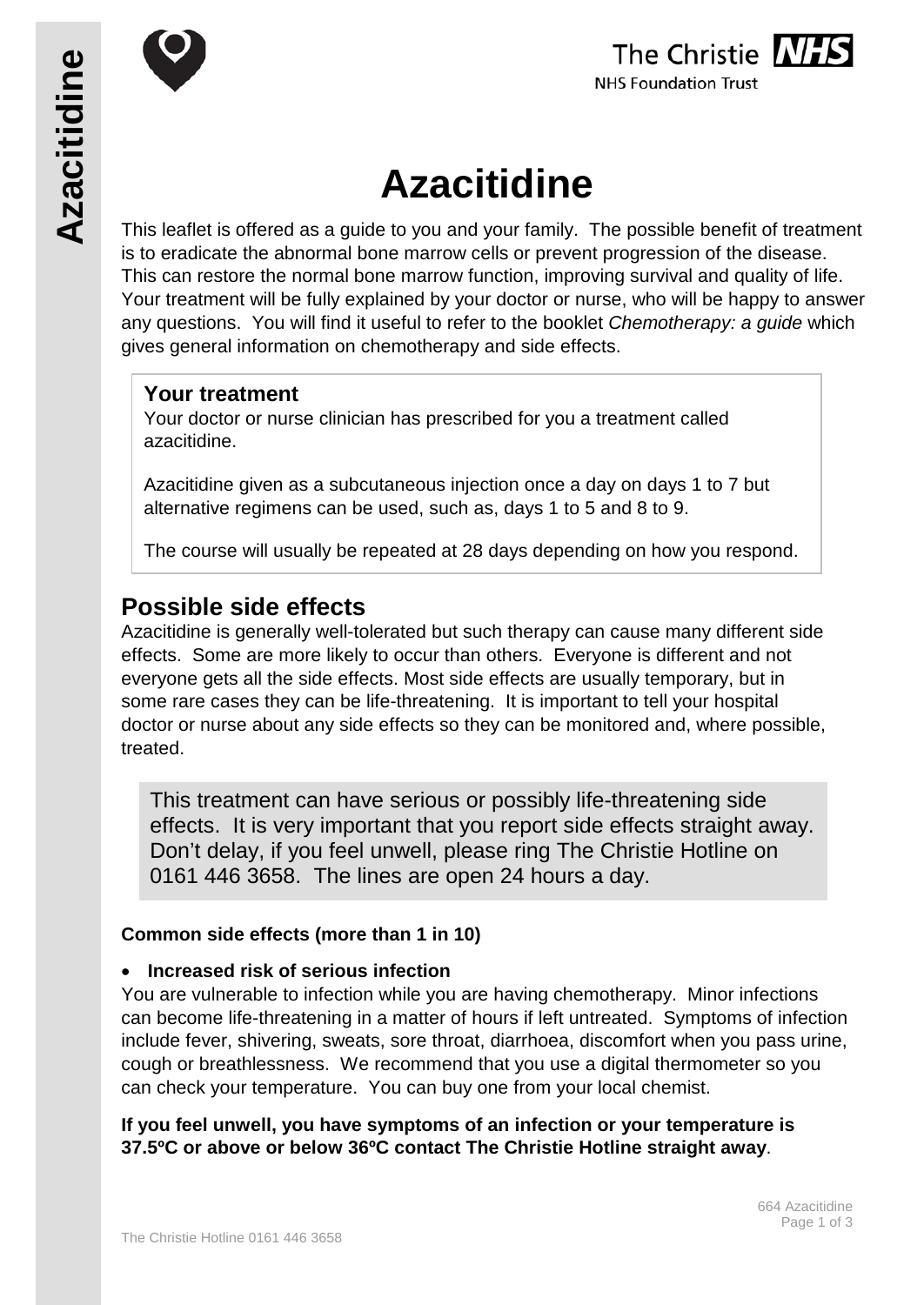# Azacitidine

This leaflet is offered as a guide to you and your family. The possible benefit of treatment is to eradicate the abnormal bone marrow cells or prevent progression of the disease. This can restore the normal bone marrow function, improving survival and quality of life. Your treatment will be fully explained by your doctor or nurse, who will be happy to answer any questions. You will find it useful to refer to the booklet *Chemotherapy: a guide* which gives general information on chemotherapy and side effects.

### Your treatment

Your doctor or nurse clinician has prescribed for you a treatment called azacitidine.

Azacitidine given as a subcutaneous injection once a day on days 1 to 7 but alternative regimens can be used, such as, days 1 to 5 and 8 to 9.

The course will usually be repeated at 28 days depending on how you respond.

## Possible side effects

Azacitidine is generally well-tolerated but such therapy can cause many different side effects. Some are more likely to occur than others. Everyone is different and not everyone gets all the side effects. Most side effects are usually temporary, but in some rare cases they can be life-threatening. It is important to tell your hospital doctor or nurse about any side effects so they can be monitored and, where possible, treated.

This treatment can have serious or possibly life-threatening side effects. It is very important that you report side effects straight away. Don't delay, if you feel unwell, please ring The Christie Hotline on 0161 446 3658. The lines are open 24 hours a day.

**Common side effects (more than 1 in 10)**

- **Increased risk of serious infection**

You are vulnerable to infection while you are having chemotherapy. Minor infections can become life-threatening in a matter of hours if left untreated. Symptoms of infection include fever, shivering, sweats, sore throat, diarrhoea, discomfort when you pass urine, cough or breathlessness. We recommend that you use a digital thermometer so you can check your temperature. You can buy one from your local chemist.

**If you feel unwell, you have symptoms of an infection or your temperature is 37.5ºC or above or below 36ºC contact The Christie Hotline straight away**.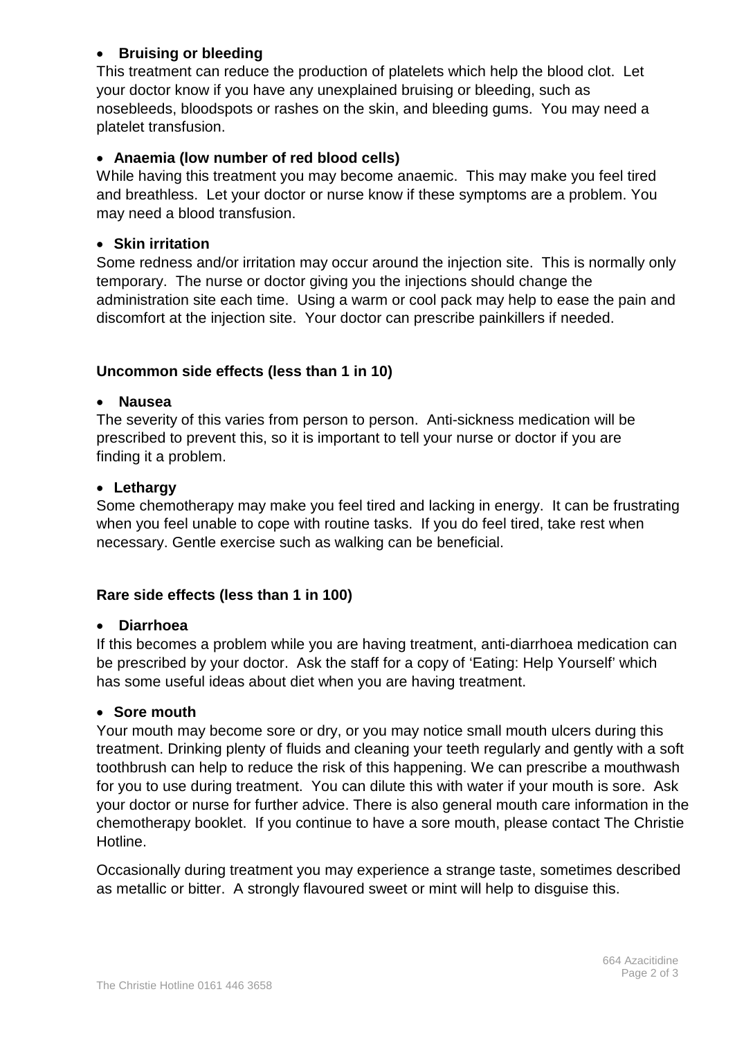- **Bruising or bleeding**

This treatment can reduce the production of platelets which help the blood clot. Let your doctor know if you have any unexplained bruising or bleeding, such as nosebleeds, bloodspots or rashes on the skin, and bleeding gums. You may need a platelet transfusion.

- **Anaemia (low number of red blood cells)**

While having this treatment you may become anaemic. This may make you feel tired and breathless. Let your doctor or nurse know if these symptoms are a problem. You may need a blood transfusion.

- **Skin irritation**

Some redness and/or irritation may occur around the injection site. This is normally only temporary. The nurse or doctor giving you the injections should change the administration site each time. Using a warm or cool pack may help to ease the pain and discomfort at the injection site. Your doctor can prescribe painkillers if needed.

**Uncommon side effects (less than 1 in 10)**

- **Nausea**

The severity of this varies from person to person. Anti-sickness medication will be prescribed to prevent this, so it is important to tell your nurse or doctor if you are finding it a problem.

- **Lethargy**

Some chemotherapy may make you feel tired and lacking in energy. It can be frustrating when you feel unable to cope with routine tasks. If you do feel tired, take rest when necessary. Gentle exercise such as walking can be beneficial.

**Rare side effects (less than 1 in 100)**

- **Diarrhoea**

If this becomes a problem while you are having treatment, anti-diarrhoea medication can be prescribed by your doctor. Ask the staff for a copy of 'Eating: Help Yourself' which has some useful ideas about diet when you are having treatment.

- **Sore mouth**

Your mouth may become sore or dry, or you may notice small mouth ulcers during this treatment. Drinking plenty of fluids and cleaning your teeth regularly and gently with a soft toothbrush can help to reduce the risk of this happening. We can prescribe a mouthwash for you to use during treatment. You can dilute this with water if your mouth is sore. Ask your doctor or nurse for further advice. There is also general mouth care information in the chemotherapy booklet. If you continue to have a sore mouth, please contact The Christie Hotline.

Occasionally during treatment you may experience a strange taste, sometimes described as metallic or bitter. A strongly flavoured sweet or mint will help to disguise this.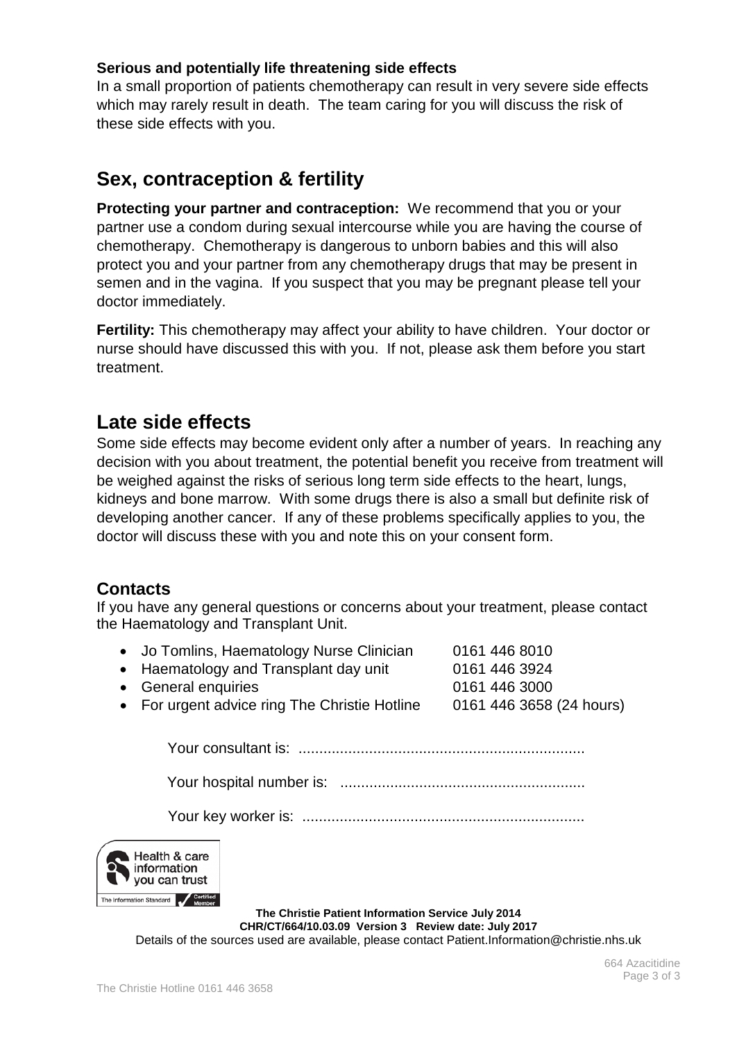**Serious and potentially life threatening side effects**

In a small proportion of patients chemotherapy can result in very severe side effects which may rarely result in death. The team caring for you will discuss the risk of these side effects with you.

## Sex, contraception & fertility

**Protecting your partner and contraception:** We recommend that you or your partner use a condom during sexual intercourse while you are having the course of chemotherapy. Chemotherapy is dangerous to unborn babies and this will also protect you and your partner from any chemotherapy drugs that may be present in semen and in the vagina. If you suspect that you may be pregnant please tell your doctor immediately.

**Fertility:** This chemotherapy may affect your ability to have children. Your doctor or nurse should have discussed this with you. If not, please ask them before you start treatment.

## Late side effects

Some side effects may become evident only after a number of years. In reaching any decision with you about treatment, the potential benefit you receive from treatment will be weighed against the risks of serious long term side effects to the heart, lungs, kidneys and bone marrow. With some drugs there is also a small but definite risk of developing another cancer. If any of these problems specifically applies to you, the doctor will discuss these with you and note this on your consent form.

### Contacts

If you have any general questions or concerns about your treatment, please contact the Haematology and Transplant Unit.

- Jo Tomlins, Haematology Nurse Clinician 0161 446 8010
- Haematology and Transplant day unit 0161 446 3924
- General enquiries 0161 446 3000
- For urgent advice ring The Christie Hotline 0161 446 3658 (24 hours)

Your consultant is: ....................................................................

Your hospital number is: ..........................................................

Your key worker is: ...................................................................

Health & care information you can trust
The Information Standard Certified Member

**The Christie Patient Information Service July 2014**
**CHR/CT/664/10.03.09 Version 3 Review date: July 2017**
Details of the sources used are available, please contact Patient.Information@christie.nhs.uk

664 Azacitidine